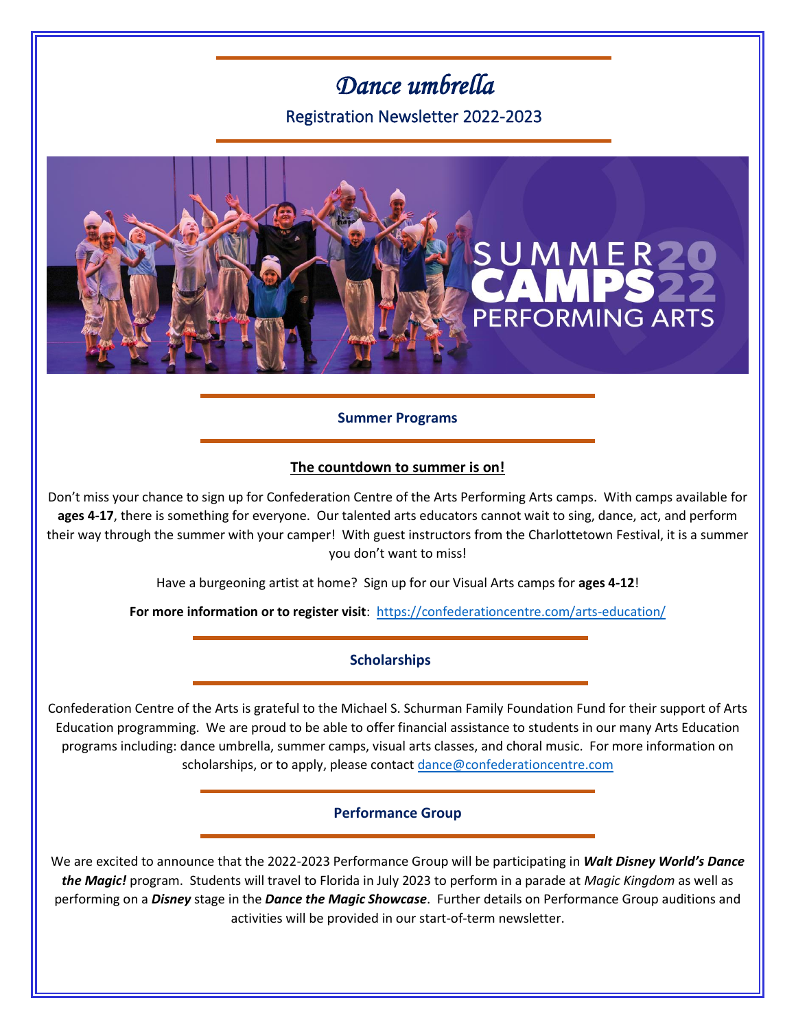# *Dance umbrella*

Registration Newsletter 2022-2023

## Summer Programs

**The countdown to summer is on!**

Don't miss your chance to sign up for Confederation Centre of the Arts Performing Arts camps. With camps available for **ages 4-17**, there is something for everyone. Our talented arts educators cannot wait to sing, dance, act, and perform their way through the summer with your camper! With guest instructors from the Charlottetown Festival, it is a summer you don't want to miss!

Have a burgeoning artist at home? Sign up for our Visual Arts camps for **ages 4-12**!

**For more information or to register visit**: https://confederationcentre.com/arts-education/

## Scholarships

Confederation Centre of the Arts is grateful to the Michael S. Schurman Family Foundation Fund for their support of Arts Education programming. We are proud to be able to offer financial assistance to students in our many Arts Education programs including: dance umbrella, summer camps, visual arts classes, and choral music. For more information on scholarships, or to apply, please contact dance@confederationcentre.com

## Performance Group

We are excited to announce that the 2022-2023 Performance Group will be participating in ***Walt Disney World's Dance the Magic!*** program. Students will travel to Florida in July 2023 to perform in a parade at *Magic Kingdom* as well as performing on a ***Disney*** stage in the ***Dance the Magic Showcase***. Further details on Performance Group auditions and activities will be provided in our start-of-term newsletter.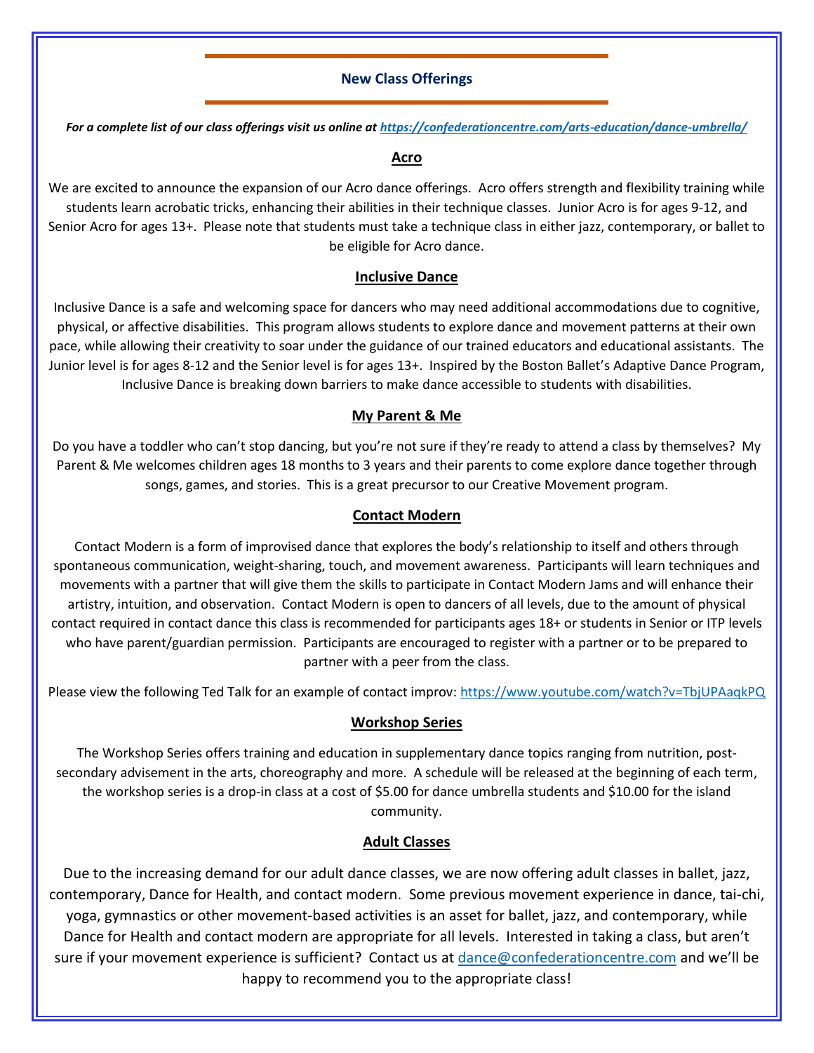## New Class Offerings

***For a complete list of our class offerings visit us online at https://confederationcentre.com/arts-education/dance-umbrella/***

### Acro

We are excited to announce the expansion of our Acro dance offerings. Acro offers strength and flexibility training while students learn acrobatic tricks, enhancing their abilities in their technique classes. Junior Acro is for ages 9-12, and Senior Acro for ages 13+. Please note that students must take a technique class in either jazz, contemporary, or ballet to be eligible for Acro dance.

### Inclusive Dance

Inclusive Dance is a safe and welcoming space for dancers who may need additional accommodations due to cognitive, physical, or affective disabilities. This program allows students to explore dance and movement patterns at their own pace, while allowing their creativity to soar under the guidance of our trained educators and educational assistants. The Junior level is for ages 8-12 and the Senior level is for ages 13+. Inspired by the Boston Ballet's Adaptive Dance Program, Inclusive Dance is breaking down barriers to make dance accessible to students with disabilities.

### My Parent & Me

Do you have a toddler who can't stop dancing, but you're not sure if they're ready to attend a class by themselves? My Parent & Me welcomes children ages 18 months to 3 years and their parents to come explore dance together through songs, games, and stories. This is a great precursor to our Creative Movement program.

### Contact Modern

Contact Modern is a form of improvised dance that explores the body's relationship to itself and others through spontaneous communication, weight-sharing, touch, and movement awareness. Participants will learn techniques and movements with a partner that will give them the skills to participate in Contact Modern Jams and will enhance their artistry, intuition, and observation. Contact Modern is open to dancers of all levels, due to the amount of physical contact required in contact dance this class is recommended for participants ages 18+ or students in Senior or ITP levels who have parent/guardian permission. Participants are encouraged to register with a partner or to be prepared to partner with a peer from the class.

Please view the following Ted Talk for an example of contact improv: https://www.youtube.com/watch?v=TbjUPAaqkPQ

### Workshop Series

The Workshop Series offers training and education in supplementary dance topics ranging from nutrition, post-secondary advisement in the arts, choreography and more. A schedule will be released at the beginning of each term, the workshop series is a drop-in class at a cost of $5.00 for dance umbrella students and $10.00 for the island community.

### Adult Classes

Due to the increasing demand for our adult dance classes, we are now offering adult classes in ballet, jazz, contemporary, Dance for Health, and contact modern. Some previous movement experience in dance, tai-chi, yoga, gymnastics or other movement-based activities is an asset for ballet, jazz, and contemporary, while Dance for Health and contact modern are appropriate for all levels. Interested in taking a class, but aren't sure if your movement experience is sufficient? Contact us at dance@confederationcentre.com and we'll be happy to recommend you to the appropriate class!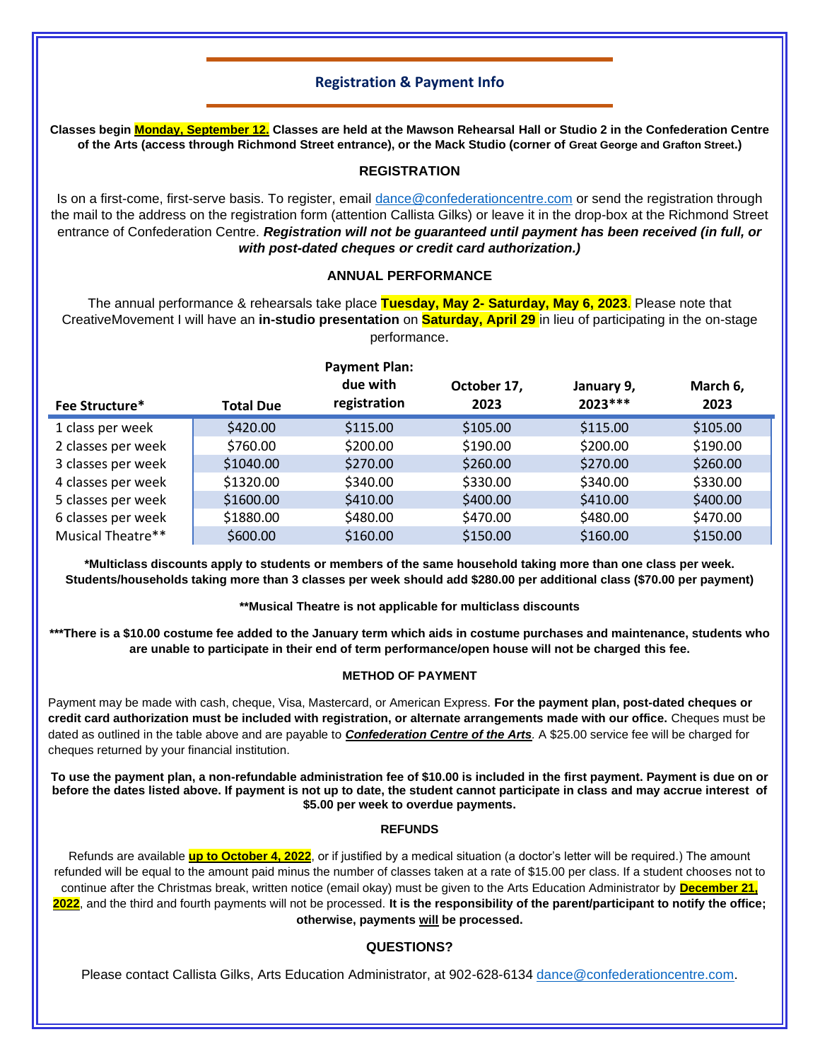## Registration & Payment Info

**Classes begin Monday, September 12. Classes are held at the Mawson Rehearsal Hall or Studio 2 in the Confederation Centre of the Arts (access through Richmond Street entrance), or the Mack Studio (corner of Great George and Grafton Street.)**

### REGISTRATION

Is on a first-come, first-serve basis. To register, email dance@confederationcentre.com or send the registration through the mail to the address on the registration form (attention Callista Gilks) or leave it in the drop-box at the Richmond Street entrance of Confederation Centre. ***Registration will not be guaranteed until payment has been received (in full, or with post-dated cheques or credit card authorization.)***

### ANNUAL PERFORMANCE

The annual performance & rehearsals take place **Tuesday, May 2- Saturday, May 6, 2023**. Please note that CreativeMovement I will have an **in-studio presentation** on **Saturday, April 29** in lieu of participating in the on-stage performance.

| Fee Structure* | Total Due | Payment Plan: due with registration | October 17, 2023 | January 9, 2023*** | March 6, 2023 |
|---|---|---|---|---|---|
| 1 class per week | $420.00 | $115.00 | $105.00 | $115.00 | $105.00 |
| 2 classes per week | $760.00 | $200.00 | $190.00 | $200.00 | $190.00 |
| 3 classes per week | $1040.00 | $270.00 | $260.00 | $270.00 | $260.00 |
| 4 classes per week | $1320.00 | $340.00 | $330.00 | $340.00 | $330.00 |
| 5 classes per week | $1600.00 | $410.00 | $400.00 | $410.00 | $400.00 |
| 6 classes per week | $1880.00 | $480.00 | $470.00 | $480.00 | $470.00 |
| Musical Theatre** | $600.00 | $160.00 | $150.00 | $160.00 | $150.00 |

**\*Multiclass discounts apply to students or members of the same household taking more than one class per week. Students/households taking more than 3 classes per week should add $280.00 per additional class ($70.00 per payment)**

**\*\*Musical Theatre is not applicable for multiclass discounts**

**\*\*\*There is a $10.00 costume fee added to the January term which aids in costume purchases and maintenance, students who are unable to participate in their end of term performance/open house will not be charged this fee.**

### METHOD OF PAYMENT

Payment may be made with cash, cheque, Visa, Mastercard, or American Express. **For the payment plan, post-dated cheques or credit card authorization must be included with registration, or alternate arrangements made with our office.** Cheques must be dated as outlined in the table above and are payable to ***Confederation Centre of the Arts***. A $25.00 service fee will be charged for cheques returned by your financial institution.

**To use the payment plan, a non-refundable administration fee of $10.00 is included in the first payment. Payment is due on or before the dates listed above. If payment is not up to date, the student cannot participate in class and may accrue interest of $5.00 per week to overdue payments.**

### REFUNDS

Refunds are available **up to October 4, 2022**, or if justified by a medical situation (a doctor's letter will be required.) The amount refunded will be equal to the amount paid minus the number of classes taken at a rate of $15.00 per class. If a student chooses not to continue after the Christmas break, written notice (email okay) must be given to the Arts Education Administrator by **December 21, 2022**, and the third and fourth payments will not be processed. **It is the responsibility of the parent/participant to notify the office; otherwise, payments will be processed.**

### QUESTIONS?

Please contact Callista Gilks, Arts Education Administrator, at 902-628-6134 dance@confederationcentre.com.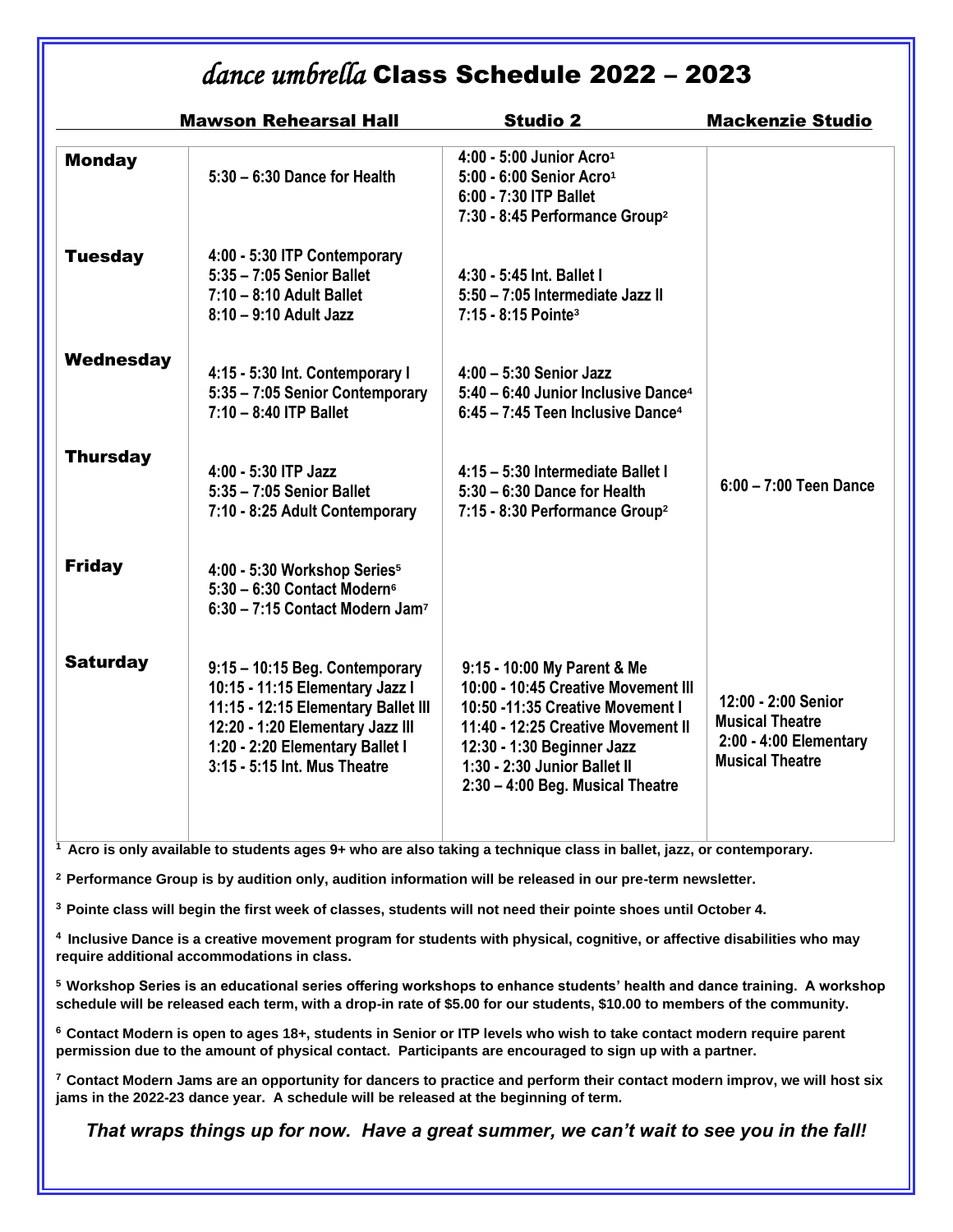# *dance umbrella* Class Schedule 2022 – 2023

| | Mawson Rehearsal Hall | Studio 2 | Mackenzie Studio |
|---|---|---|---|
| **Monday** | 5:30 – 6:30 Dance for Health | 4:00 - 5:00 Junior Acro[1]<br>5:00 - 6:00 Senior Acro[1]<br>6:00 - 7:30 ITP Ballet<br>7:30 - 8:45 Performance Group[2] | |
| **Tuesday** | 4:00 - 5:30 ITP Contemporary<br>5:35 – 7:05 Senior Ballet<br>7:10 – 8:10 Adult Ballet<br>8:10 – 9:10 Adult Jazz | 4:30 - 5:45 Int. Ballet I<br>5:50 – 7:05 Intermediate Jazz II<br>7:15 - 8:15 Pointe[3] | |
| **Wednesday** | 4:15 - 5:30 Int. Contemporary I<br>5:35 – 7:05 Senior Contemporary<br>7:10 – 8:40 ITP Ballet | 4:00 – 5:30 Senior Jazz<br>5:40 – 6:40 Junior Inclusive Dance[4]<br>6:45 – 7:45 Teen Inclusive Dance[4] | |
| **Thursday** | 4:00 - 5:30 ITP Jazz<br>5:35 – 7:05 Senior Ballet<br>7:10 - 8:25 Adult Contemporary | 4:15 – 5:30 Intermediate Ballet I<br>5:30 – 6:30 Dance for Health<br>7:15 - 8:30 Performance Group[2] | 6:00 – 7:00 Teen Dance |
| **Friday** | 4:00 - 5:30 Workshop Series[5]<br>5:30 – 6:30 Contact Modern[6]<br>6:30 – 7:15 Contact Modern Jam[7] | | |
| **Saturday** | 9:15 – 10:15 Beg. Contemporary<br>10:15 - 11:15 Elementary Jazz I<br>11:15 - 12:15 Elementary Ballet III<br>12:20 - 1:20 Elementary Jazz III<br>1:20 - 2:20 Elementary Ballet I<br>3:15 - 5:15 Int. Mus Theatre | 9:15 - 10:00 My Parent & Me<br>10:00 - 10:45 Creative Movement III<br>10:50 -11:35 Creative Movement I<br>11:40 - 12:25 Creative Movement II<br>12:30 - 1:30 Beginner Jazz<br>1:30 - 2:30 Junior Ballet II<br>2:30 – 4:00 Beg. Musical Theatre | 12:00 - 2:00 Senior Musical Theatre<br>2:00 - 4:00 Elementary Musical Theatre |

[1] Acro is only available to students ages 9+ who are also taking a technique class in ballet, jazz, or contemporary.

[2] Performance Group is by audition only, audition information will be released in our pre-term newsletter.

[3] Pointe class will begin the first week of classes, students will not need their pointe shoes until October 4.

[4] Inclusive Dance is a creative movement program for students with physical, cognitive, or affective disabilities who may require additional accommodations in class.

[5] Workshop Series is an educational series offering workshops to enhance students' health and dance training. A workshop schedule will be released each term, with a drop-in rate of $5.00 for our students, $10.00 to members of the community.

[6] Contact Modern is open to ages 18+, students in Senior or ITP levels who wish to take contact modern require parent permission due to the amount of physical contact. Participants are encouraged to sign up with a partner.

[7] Contact Modern Jams are an opportunity for dancers to practice and perform their contact modern improv, we will host six jams in the 2022-23 dance year. A schedule will be released at the beginning of term.

***That wraps things up for now. Have a great summer, we can't wait to see you in the fall!***